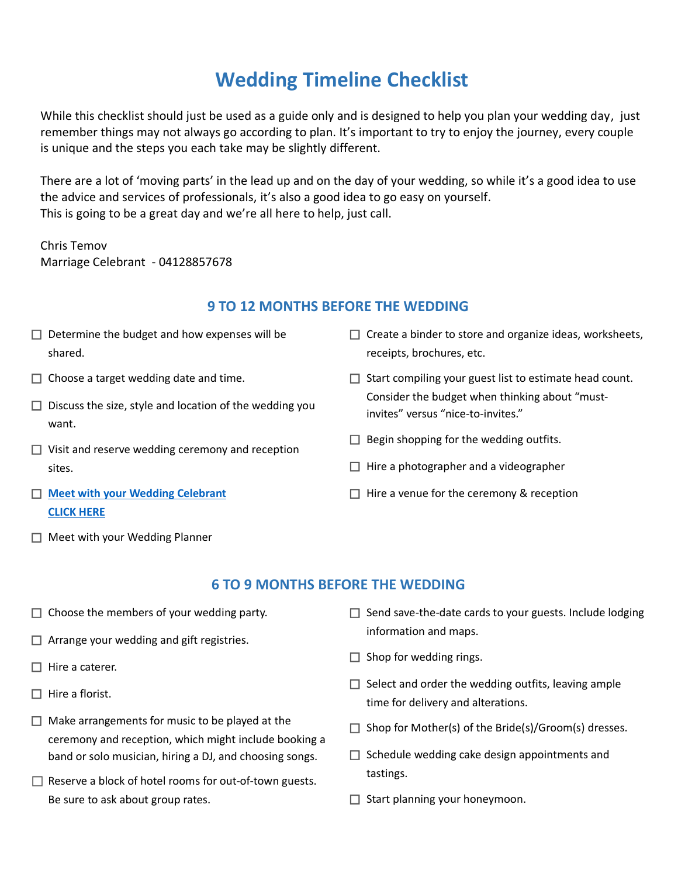# Wedding Timeline Checklist

While this checklist should just be used as a guide only and is designed to help you plan your wedding day, just remember things may not always go according to plan. It's important to try to enjoy the journey, every couple is unique and the steps you each take may be slightly different.

There are a lot of 'moving parts' in the lead up and on the day of your wedding, so while it's a good idea to use the advice and services of professionals, it's also a good idea to go easy on yourself.
This is going to be a great day and we're all here to help, just call.

Chris Temov
Marriage Celebrant - 04128857678

## 9 TO 12 MONTHS BEFORE THE WEDDING

- ☐ Determine the budget and how expenses will be shared.
- ☐ Choose a target wedding date and time.
- ☐ Discuss the size, style and location of the wedding you want.
- ☐ Visit and reserve wedding ceremony and reception sites.
- ☐ **Meet with your Wedding Celebrant CLICK HERE**
- ☐ Meet with your Wedding Planner
- ☐ Create a binder to store and organize ideas, worksheets, receipts, brochures, etc.
- ☐ Start compiling your guest list to estimate head count. Consider the budget when thinking about "must-invites" versus "nice-to-invites."
- ☐ Begin shopping for the wedding outfits.
- ☐ Hire a photographer and a videographer
- ☐ Hire a venue for the ceremony & reception

## 6 TO 9 MONTHS BEFORE THE WEDDING

- ☐ Choose the members of your wedding party.
- ☐ Arrange your wedding and gift registries.
- ☐ Hire a caterer.
- ☐ Hire a florist.
- ☐ Make arrangements for music to be played at the ceremony and reception, which might include booking a band or solo musician, hiring a DJ, and choosing songs.
- ☐ Reserve a block of hotel rooms for out-of-town guests. Be sure to ask about group rates.
- ☐ Send save-the-date cards to your guests. Include lodging information and maps.
- ☐ Shop for wedding rings.
- ☐ Select and order the wedding outfits, leaving ample time for delivery and alterations.
- ☐ Shop for Mother(s) of the Bride(s)/Groom(s) dresses.
- ☐ Schedule wedding cake design appointments and tastings.
- ☐ Start planning your honeymoon.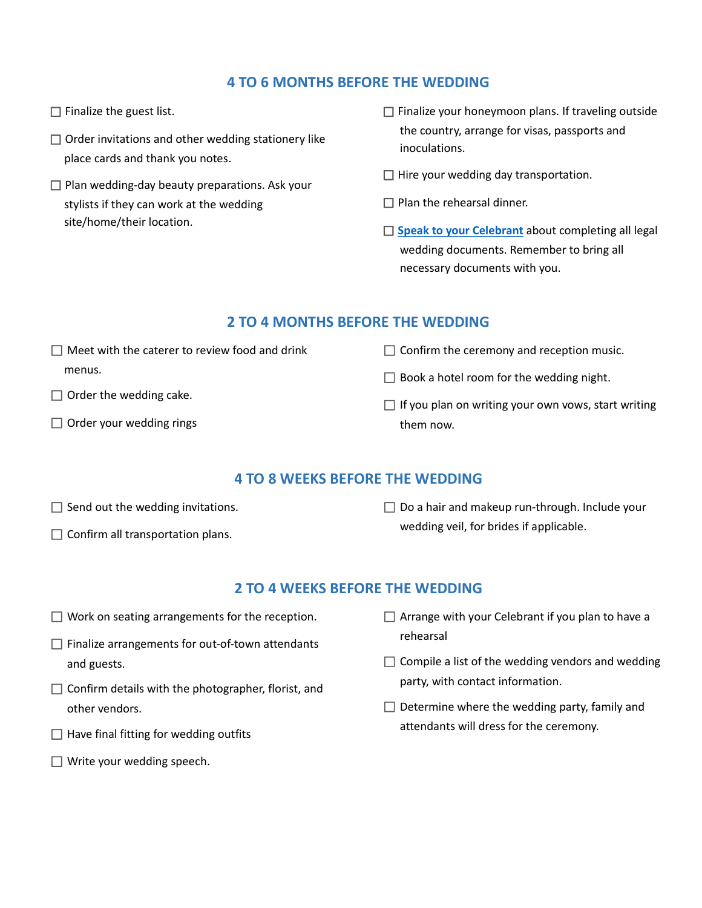## 4 TO 6 MONTHS BEFORE THE WEDDING

- ☐ Finalize the guest list.
- ☐ Order invitations and other wedding stationery like place cards and thank you notes.
- ☐ Plan wedding-day beauty preparations. Ask your stylists if they can work at the wedding site/home/their location.
- ☐ Finalize your honeymoon plans. If traveling outside the country, arrange for visas, passports and inoculations.
- ☐ Hire your wedding day transportation.
- ☐ Plan the rehearsal dinner.
- ☐ **Speak to your Celebrant** about completing all legal wedding documents. Remember to bring all necessary documents with you.

## 2 TO 4 MONTHS BEFORE THE WEDDING

- ☐ Meet with the caterer to review food and drink menus.
- ☐ Order the wedding cake.
- ☐ Order your wedding rings
- ☐ Confirm the ceremony and reception music.
- ☐ Book a hotel room for the wedding night.
- ☐ If you plan on writing your own vows, start writing them now.

## 4 TO 8 WEEKS BEFORE THE WEDDING

- ☐ Send out the wedding invitations.
- ☐ Confirm all transportation plans.
- ☐ Do a hair and makeup run-through. Include your wedding veil, for brides if applicable.

## 2 TO 4 WEEKS BEFORE THE WEDDING

- ☐ Work on seating arrangements for the reception.
- ☐ Finalize arrangements for out-of-town attendants and guests.
- ☐ Confirm details with the photographer, florist, and other vendors.
- ☐ Have final fitting for wedding outfits
- ☐ Write your wedding speech.
- ☐ Arrange with your Celebrant if you plan to have a rehearsal
- ☐ Compile a list of the wedding vendors and wedding party, with contact information.
- ☐ Determine where the wedding party, family and attendants will dress for the ceremony.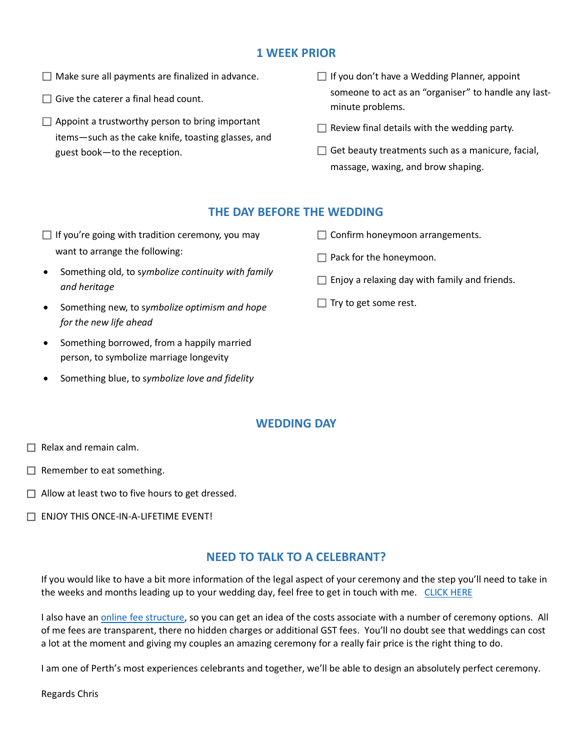## 1 WEEK PRIOR

- ☐ Make sure all payments are finalized in advance.
- ☐ Give the caterer a final head count.
- ☐ Appoint a trustworthy person to bring important items—such as the cake knife, toasting glasses, and guest book—to the reception.
- ☐ If you don't have a Wedding Planner, appoint someone to act as an "organiser" to handle any last-minute problems.
- ☐ Review final details with the wedding party.
- ☐ Get beauty treatments such as a manicure, facial, massage, waxing, and brow shaping.

## THE DAY BEFORE THE WEDDING

- ☐ If you're going with tradition ceremony, you may want to arrange the following:
  - Something old, to s*ymbolize continuity with family and heritage*
  - Something new, to s*ymbolize optimism and hope for the new life ahead*
  - Something borrowed, from a happily married person, to symbolize marriage longevity
  - Something blue, to s*ymbolize love and fidelity*
- ☐ Confirm honeymoon arrangements.
- ☐ Pack for the honeymoon.
- ☐ Enjoy a relaxing day with family and friends.
- ☐ Try to get some rest.

## WEDDING DAY

- ☐ Relax and remain calm.
- ☐ Remember to eat something.
- ☐ Allow at least two to five hours to get dressed.
- ☐ ENJOY THIS ONCE-IN-A-LIFETIME EVENT!

## NEED TO TALK TO A CELEBRANT?

If you would like to have a bit more information of the legal aspect of your ceremony and the step you'll need to take in the weeks and months leading up to your wedding day, feel free to get in touch with me. CLICK HERE

I also have an online fee structure, so you can get an idea of the costs associate with a number of ceremony options. All of me fees are transparent, there no hidden charges or additional GST fees. You'll no doubt see that weddings can cost a lot at the moment and giving my couples an amazing ceremony for a really fair price is the right thing to do.

I am one of Perth's most experiences celebrants and together, we'll be able to design an absolutely perfect ceremony.

Regards Chris